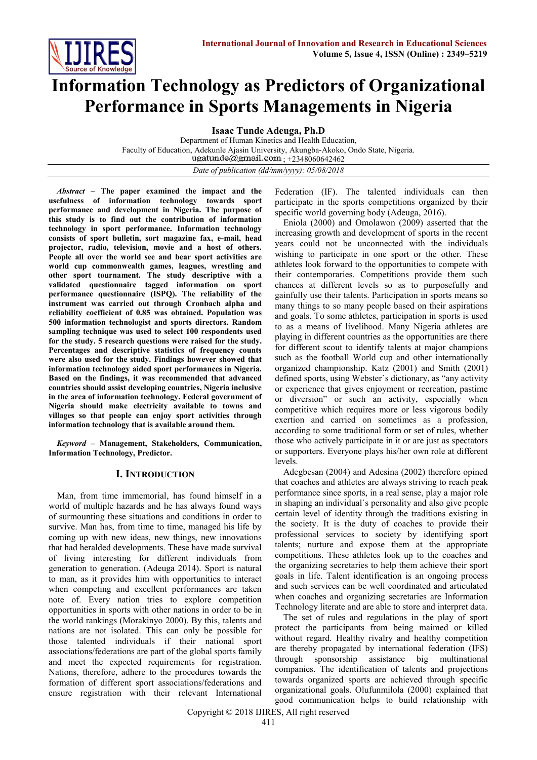# Information Technology as Predictors of Organizational Performance in Sports Managements in Nigeria

**Isaac Tunde Adeuga, Ph.D**

Department of Human Kinetics and Health Education,
Faculty of Education, Adekunle Ajasin University, Akungba-Akoko, Ondo State, Nigeria.
ugatunde@gmail.com ; +2348060642462

*Date of publication (dd/mm/yyyy): 05/08/2018*

***Abstract*** **– The paper examined the impact and the usefulness of information technology towards sport performance and development in Nigeria. The purpose of this study is to find out the contribution of information technology in sport performance. Information technology consists of sport bulletin, sort magazine fax, e-mail, head projector, radio, television, movie and a host of others. People all over the world see and bear sport activities are world cup commonwealth games, leagues, wrestling and other sport tournament. The study descriptive with a validated questionnaire tagged information on sport performance questionnaire (ISPQ). The reliability of the instrument was carried out through Cronbach alpha and reliability coefficient of 0.85 was obtained. Population was 500 information technologist and sports directors. Random sampling technique was used to select 100 respondents used for the study. 5 research questions were raised for the study. Percentages and descriptive statistics of frequency counts were also used for the study. Findings however showed that information technology aided sport performances in Nigeria. Based on the findings, it was recommended that advanced countries should assist developing countries, Nigeria inclusive in the area of information technology. Federal government of Nigeria should make electricity available to towns and villages so that people can enjoy sport activities through information technology that is available around them.**

***Keyword*** **– Management, Stakeholders, Communication, Information Technology, Predictor.**

## I. Introduction

Man, from time immemorial, has found himself in a world of multiple hazards and he has always found ways of surmounting these situations and conditions in order to survive. Man has, from time to time, managed his life by coming up with new ideas, new things, new innovations that had heralded developments. These have made survival of living interesting for different individuals from generation to generation. (Adeuga 2014). Sport is natural to man, as it provides him with opportunities to interact when competing and excellent performances are taken note of. Every nation tries to explore competition opportunities in sports with other nations in order to be in the world rankings (Morakinyo 2000). By this, talents and nations are not isolated. This can only be possible for those talented individuals if their national sport associations/federations are part of the global sports family and meet the expected requirements for registration. Nations, therefore, adhere to the procedures towards the formation of different sport associations/federations and ensure registration with their relevant International Federation (IF). The talented individuals can then participate in the sports competitions organized by their specific world governing body (Adeuga, 2016).

Eniola (2000) and Omolawon (2009) asserted that the increasing growth and development of sports in the recent years could not be unconnected with the individuals wishing to participate in one sport or the other. These athletes look forward to the opportunities to compete with their contemporaries. Competitions provide them such chances at different levels so as to purposefully and gainfully use their talents. Participation in sports means so many things to so many people based on their aspirations and goals. To some athletes, participation in sports is used to as a means of livelihood. Many Nigeria athletes are playing in different countries as the opportunities are there for different scout to identify talents at major champions such as the football World cup and other internationally organized championship. Katz (2001) and Smith (2001) defined sports, using Webster`s dictionary, as "any activity or experience that gives enjoyment or recreation, pastime or diversion" or such an activity, especially when competitive which requires more or less vigorous bodily exertion and carried on sometimes as a profession, according to some traditional form or set of rules, whether those who actively participate in it or are just as spectators or supporters. Everyone plays his/her own role at different levels.

Adegbesan (2004) and Adesina (2002) therefore opined that coaches and athletes are always striving to reach peak performance since sports, in a real sense, play a major role in shaping an individual`s personality and also give people certain level of identity through the traditions existing in the society. It is the duty of coaches to provide their professional services to society by identifying sport talents; nurture and expose them at the appropriate competitions. These athletes look up to the coaches and the organizing secretaries to help them achieve their sport goals in life. Talent identification is an ongoing process and such services can be well coordinated and articulated when coaches and organizing secretaries are Information Technology literate and are able to store and interpret data.

The set of rules and regulations in the play of sport protect the participants from being maimed or killed without regard. Healthy rivalry and healthy competition are thereby propagated by international federation (IFS) through sponsorship assistance big multinational companies. The identification of talents and projections towards organized sports are achieved through specific organizational goals. Olufunmilola (2000) explained that good communication helps to build relationship with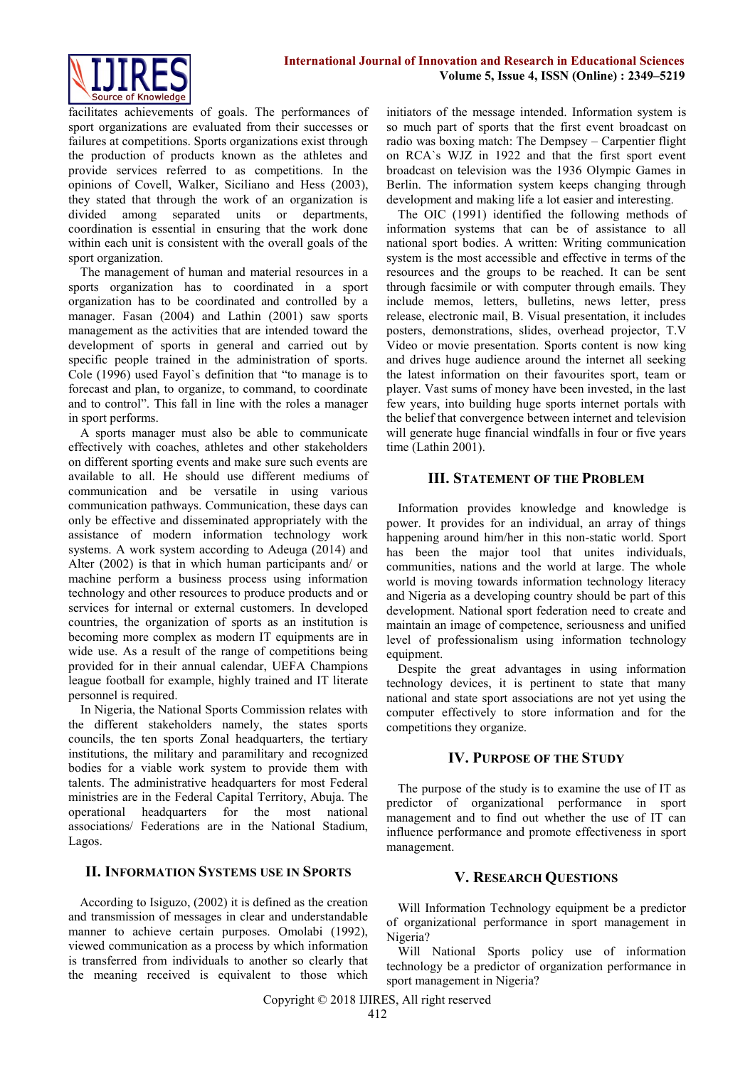facilitates achievements of goals. The performances of sport organizations are evaluated from their successes or failures at competitions. Sports organizations exist through the production of products known as the athletes and provide services referred to as competitions. In the opinions of Covell, Walker, Siciliano and Hess (2003), they stated that through the work of an organization is divided among separated units or departments, coordination is essential in ensuring that the work done within each unit is consistent with the overall goals of the sport organization.

The management of human and material resources in a sports organization has to coordinated in a sport organization has to be coordinated and controlled by a manager. Fasan (2004) and Lathin (2001) saw sports management as the activities that are intended toward the development of sports in general and carried out by specific people trained in the administration of sports. Cole (1996) used Fayol`s definition that "to manage is to forecast and plan, to organize, to command, to coordinate and to control". This fall in line with the roles a manager in sport performs.

A sports manager must also be able to communicate effectively with coaches, athletes and other stakeholders on different sporting events and make sure such events are available to all. He should use different mediums of communication and be versatile in using various communication pathways. Communication, these days can only be effective and disseminated appropriately with the assistance of modern information technology work systems. A work system according to Adeuga (2014) and Alter (2002) is that in which human participants and/ or machine perform a business process using information technology and other resources to produce products and or services for internal or external customers. In developed countries, the organization of sports as an institution is becoming more complex as modern IT equipments are in wide use. As a result of the range of competitions being provided for in their annual calendar, UEFA Champions league football for example, highly trained and IT literate personnel is required.

In Nigeria, the National Sports Commission relates with the different stakeholders namely, the states sports councils, the ten sports Zonal headquarters, the tertiary institutions, the military and paramilitary and recognized bodies for a viable work system to provide them with talents. The administrative headquarters for most Federal ministries are in the Federal Capital Territory, Abuja. The operational headquarters for the most national associations/ Federations are in the National Stadium, Lagos.

## II. Information Systems use in Sports

According to Isiguzo, (2002) it is defined as the creation and transmission of messages in clear and understandable manner to achieve certain purposes. Omolabi (1992), viewed communication as a process by which information is transferred from individuals to another so clearly that the meaning received is equivalent to those which initiators of the message intended. Information system is so much part of sports that the first event broadcast on radio was boxing match: The Dempsey – Carpentier flight on RCA`s WJZ in 1922 and that the first sport event broadcast on television was the 1936 Olympic Games in Berlin. The information system keeps changing through development and making life a lot easier and interesting.

The OIC (1991) identified the following methods of information systems that can be of assistance to all national sport bodies. A written: Writing communication system is the most accessible and effective in terms of the resources and the groups to be reached. It can be sent through facsimile or with computer through emails. They include memos, letters, bulletins, news letter, press release, electronic mail, B. Visual presentation, it includes posters, demonstrations, slides, overhead projector, T.V Video or movie presentation. Sports content is now king and drives huge audience around the internet all seeking the latest information on their favourites sport, team or player. Vast sums of money have been invested, in the last few years, into building huge sports internet portals with the belief that convergence between internet and television will generate huge financial windfalls in four or five years time (Lathin 2001).

## III. Statement of the Problem

Information provides knowledge and knowledge is power. It provides for an individual, an array of things happening around him/her in this non-static world. Sport has been the major tool that unites individuals, communities, nations and the world at large. The whole world is moving towards information technology literacy and Nigeria as a developing country should be part of this development. National sport federation need to create and maintain an image of competence, seriousness and unified level of professionalism using information technology equipment.

Despite the great advantages in using information technology devices, it is pertinent to state that many national and state sport associations are not yet using the computer effectively to store information and for the competitions they organize.

## IV. Purpose of the Study

The purpose of the study is to examine the use of IT as predictor of organizational performance in sport management and to find out whether the use of IT can influence performance and promote effectiveness in sport management.

## V. Research Questions

Will Information Technology equipment be a predictor of organizational performance in sport management in Nigeria?

Will National Sports policy use of information technology be a predictor of organization performance in sport management in Nigeria?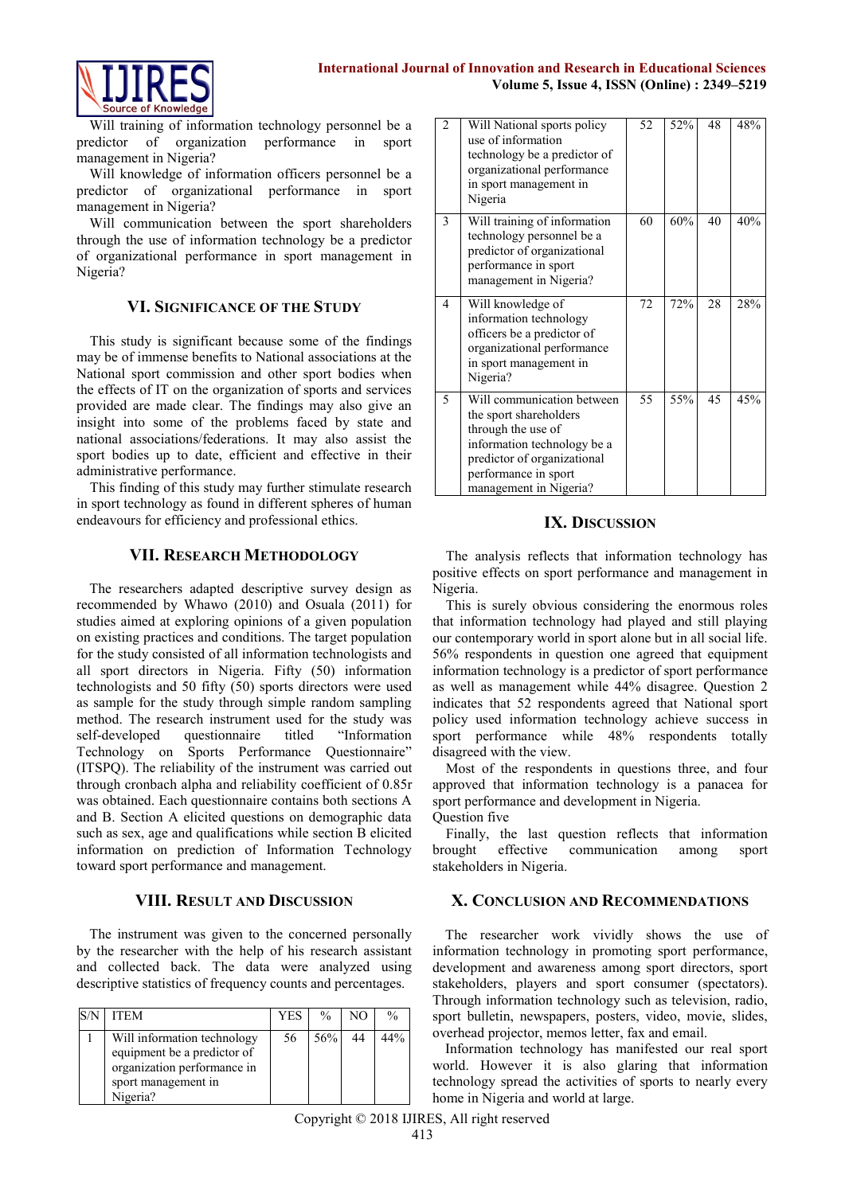Will training of information technology personnel be a predictor of organization performance in sport management in Nigeria?

Will knowledge of information officers personnel be a predictor of organizational performance in sport management in Nigeria?

Will communication between the sport shareholders through the use of information technology be a predictor of organizational performance in sport management in Nigeria?

## VI. Significance of the Study

This study is significant because some of the findings may be of immense benefits to National associations at the National sport commission and other sport bodies when the effects of IT on the organization of sports and services provided are made clear. The findings may also give an insight into some of the problems faced by state and national associations/federations. It may also assist the sport bodies up to date, efficient and effective in their administrative performance.

This finding of this study may further stimulate research in sport technology as found in different spheres of human endeavours for efficiency and professional ethics.

## VII. Research Methodology

The researchers adapted descriptive survey design as recommended by Whawo (2010) and Osuala (2011) for studies aimed at exploring opinions of a given population on existing practices and conditions. The target population for the study consisted of all information technologists and all sport directors in Nigeria. Fifty (50) information technologists and 50 fifty (50) sports directors were used as sample for the study through simple random sampling method. The research instrument used for the study was self-developed questionnaire titled "Information Technology on Sports Performance Questionnaire" (ITSPQ). The reliability of the instrument was carried out through cronbach alpha and reliability coefficient of 0.85r was obtained. Each questionnaire contains both sections A and B. Section A elicited questions on demographic data such as sex, age and qualifications while section B elicited information on prediction of Information Technology toward sport performance and management.

## VIII. Result and Discussion

The instrument was given to the concerned personally by the researcher with the help of his research assistant and collected back. The data were analyzed using descriptive statistics of frequency counts and percentages.

| S/N | ITEM | YES | % | NO | % |
|---|---|---|---|---|---|
| 1 | Will information technology equipment be a predictor of organization performance in sport management in Nigeria? | 56 | 56% | 44 | 44% |
| 2 | Will National sports policy use of information technology be a predictor of organizational performance in sport management in Nigeria | 52 | 52% | 48 | 48% |
| 3 | Will training of information technology personnel be a predictor of organizational performance in sport management in Nigeria? | 60 | 60% | 40 | 40% |
| 4 | Will knowledge of information technology officers be a predictor of organizational performance in sport management in Nigeria? | 72 | 72% | 28 | 28% |
| 5 | Will communication between the sport shareholders through the use of information technology be a predictor of organizational performance in sport management in Nigeria? | 55 | 55% | 45 | 45% |

## IX. Discussion

The analysis reflects that information technology has positive effects on sport performance and management in Nigeria.

This is surely obvious considering the enormous roles that information technology had played and still playing our contemporary world in sport alone but in all social life. 56% respondents in question one agreed that equipment information technology is a predictor of sport performance as well as management while 44% disagree. Question 2 indicates that 52 respondents agreed that National sport policy used information technology achieve success in sport performance while 48% respondents totally disagreed with the view.

Most of the respondents in questions three, and four approved that information technology is a panacea for sport performance and development in Nigeria.

Question five

Finally, the last question reflects that information brought effective communication among sport stakeholders in Nigeria.

## X. Conclusion and Recommendations

The researcher work vividly shows the use of information technology in promoting sport performance, development and awareness among sport directors, sport stakeholders, players and sport consumer (spectators). Through information technology such as television, radio, sport bulletin, newspapers, posters, video, movie, slides, overhead projector, memos letter, fax and email.

Information technology has manifested our real sport world. However it is also glaring that information technology spread the activities of sports to nearly every home in Nigeria and world at large.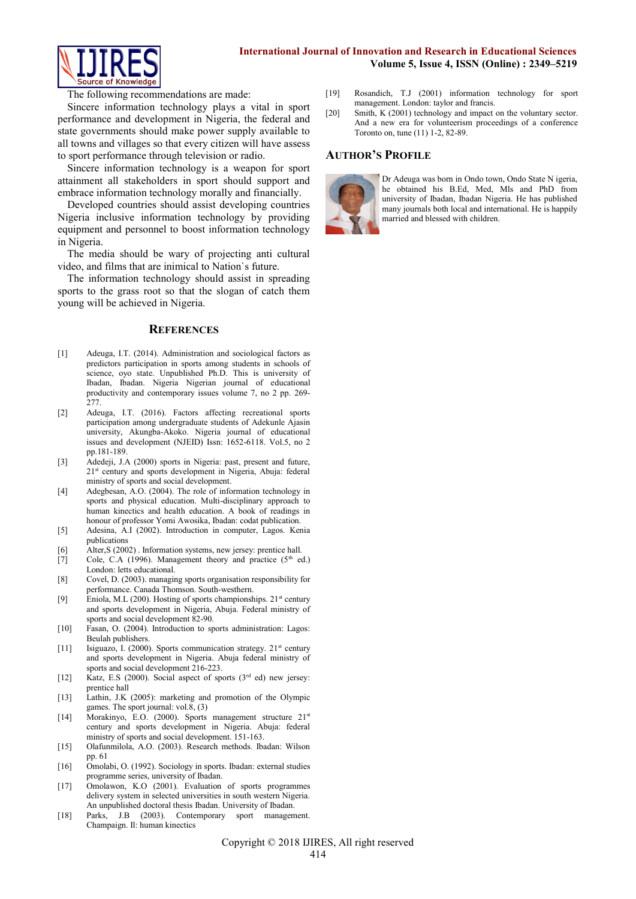The following recommendations are made:

Sincere information technology plays a vital in sport performance and development in Nigeria, the federal and state governments should make power supply available to all towns and villages so that every citizen will have assess to sport performance through television or radio.

Sincere information technology is a weapon for sport attainment all stakeholders in sport should support and embrace information technology morally and financially.

Developed countries should assist developing countries Nigeria inclusive information technology by providing equipment and personnel to boost information technology in Nigeria.

The media should be wary of projecting anti cultural video, and films that are inimical to Nation`s future.

The information technology should assist in spreading sports to the grass root so that the slogan of catch them young will be achieved in Nigeria.

## References

[1] Adeuga, I.T. (2014). Administration and sociological factors as predictors participation in sports among students in schools of science, oyo state. Unpublished Ph.D. This is university of Ibadan, Ibadan. Nigeria Nigerian journal of educational productivity and contemporary issues volume 7, no 2 pp. 269-277.

[2] Adeuga, I.T. (2016). Factors affecting recreational sports participation among undergraduate students of Adekunle Ajasin university, Akungba-Akoko. Nigeria journal of educational issues and development (NJEID) Issn: 1652-6118. Vol.5, no 2 pp.181-189.

[3] Adedeji, J.A (2000) sports in Nigeria: past, present and future, 21st century and sports development in Nigeria, Abuja: federal ministry of sports and social development.

[4] Adegbesan, A.O. (2004). The role of information technology in sports and physical education. Multi-disciplinary approach to human kinectics and health education. A book of readings in honour of professor Yomi Awosika, Ibadan: codat publication.

[5] Adesina, A.I (2002). Introduction in computer, Lagos. Kenia publications

[6] Alter,S (2002) . Information systems, new jersey: prentice hall.

[7] Cole, C.A (1996). Management theory and practice (5th ed.) London: letts educational.

[8] Covel, D. (2003). managing sports organisation responsibility for performance. Canada Thomson. South-westhern.

[9] Eniola, M.L (200). Hosting of sports championships. 21st century and sports development in Nigeria, Abuja. Federal ministry of sports and social development 82-90.

[10] Fasan, O. (2004). Introduction to sports administration: Lagos: Beulah publishers.

[11] Isiguazo, I. (2000). Sports communication strategy. 21st century and sports development in Nigeria. Abuja federal ministry of sports and social development 216-223.

[12] Katz, E.S (2000). Social aspect of sports (3rd ed) new jersey: prentice hall

[13] Lathin, J.K (2005): marketing and promotion of the Olympic games. The sport journal: vol.8, (3)

[14] Morakinyo, E.O. (2000). Sports management structure 21st century and sports development in Nigeria. Abuja: federal ministry of sports and social development. 151-163.

[15] Olafunmilola, A.O. (2003). Research methods. Ibadan: Wilson pp. 61

[16] Omolabi, O. (1992). Sociology in sports. Ibadan: external studies programme series, university of Ibadan.

[17] Omolawon, K.O (2001). Evaluation of sports programmes delivery system in selected universities in south western Nigeria. An unpublished doctoral thesis Ibadan. University of Ibadan.

[18] Parks, J.B (2003). Contemporary sport management. Champaign. Il: human kinectics

[19] Rosandich, T.J (2001) information technology for sport management. London: taylor and francis.

[20] Smith, K (2001) technology and impact on the voluntary sector. And a new era for volunteerism proceedings of a conference Toronto on, tune (11) 1-2, 82-89.

## Author's Profile

Dr Adeuga was born in Ondo town, Ondo State N igeria, he obtained his B.Ed, Med, Mls and PhD from university of Ibadan, Ibadan Nigeria. He has published many journals both local and international. He is happily married and blessed with children.